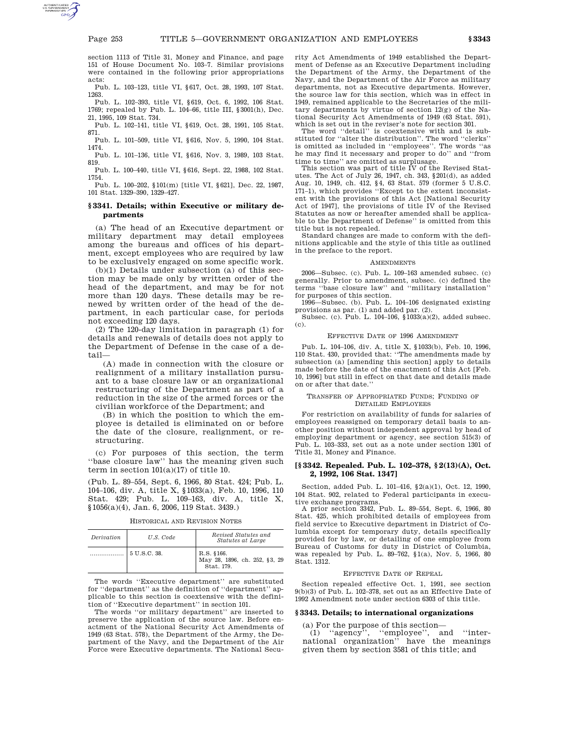section 1113 of Title 31, Money and Finance, and page 151 of House Document No. 103–7. Similar provisions were contained in the following prior appropriations acts:

Pub. L. 103–123, title VI, §617, Oct. 28, 1993, 107 Stat. 1263.

Pub. L. 102–393, title VI, §619, Oct. 6, 1992, 106 Stat. 1769; repealed by Pub. L. 104–66, title III, §3001(h), Dec. 21, 1995, 109 Stat. 734.

Pub. L. 102–141, title VI, §619, Oct. 28, 1991, 105 Stat. 871.

Pub. L. 101–509, title VI, §616, Nov. 5, 1990, 104 Stat. 1474.

Pub. L. 101–136, title VI, §616, Nov. 3, 1989, 103 Stat. 819.

Pub. L. 100–440, title VI, §616, Sept. 22, 1988, 102 Stat. 1754.

Pub. L. 100–202, §101(m) [title VI, §621], Dec. 22, 1987, 101 Stat. 1329–390, 1329–427.

### §3341. Details; within Executive or military departments

(a) The head of an Executive department or military department may detail employees among the bureaus and offices of his department, except employees who are required by law to be exclusively engaged on some specific work.

(b)(1) Details under subsection (a) of this section may be made only by written order of the head of the department, and may be for not more than 120 days. These details may be renewed by written order of the head of the department, in each particular case, for periods not exceeding 120 days.

(2) The 120-day limitation in paragraph (1) for details and renewals of details does not apply to the Department of Defense in the case of a detail—

(A) made in connection with the closure or realignment of a military installation pursuant to a base closure law or an organizational restructuring of the Department as part of a reduction in the size of the armed forces or the civilian workforce of the Department; and

(B) in which the position to which the employee is detailed is eliminated on or before the date of the closure, realignment, or restructuring.

(c) For purposes of this section, the term ''base closure law'' has the meaning given such term in section 101(a)(17) of title 10.

(Pub. L. 89–554, Sept. 6, 1966, 80 Stat. 424; Pub. L. 104–106, div. A, title X, §1033(a), Feb. 10, 1996, 110 Stat. 429; Pub. L. 109–163, div. A, title X, §1056(a)(4), Jan. 6, 2006, 119 Stat. 3439.)

HISTORICAL AND REVISION NOTES

| Derivation | U.S. Code | Revised Statutes and Statutes at Large |
|---|---|---|
| .................. | 5 U.S.C. 38. | R.S. §166. May 28, 1896, ch. 252, §3, 29 Stat. 179. |

The words ''Executive department'' are substituted for ''department'' as the definition of ''department'' applicable to this section is coextensive with the definition of ''Executive department'' in section 101.

The words ''or military department'' are inserted to preserve the application of the source law. Before enactment of the National Security Act Amendments of 1949 (63 Stat. 578), the Department of the Army, the Department of the Navy, and the Department of the Air Force were Executive departments. The National Security Act Amendments of 1949 established the Department of Defense as an Executive Department including the Department of the Army, the Department of the Navy, and the Department of the Air Force as military departments, not as Executive departments. However, the source law for this section, which was in effect in 1949, remained applicable to the Secretaries of the military departments by virtue of section 12(g) of the National Security Act Amendments of 1949 (63 Stat. 591), which is set out in the reviser's note for section 301.

The word ''detail'' is coextensive with and is substituted for ''alter the distribution''. The word ''clerks'' is omitted as included in ''employees''. The words ''as he may find it necessary and proper to do'' and ''from time to time'' are omitted as surplusage.

This section was part of title IV of the Revised Statutes. The Act of July 26, 1947, ch. 343, §201(d), as added Aug. 10, 1949, ch. 412, §4, 63 Stat. 579 (former 5 U.S.C. 171–1), which provides ''Except to the extent inconsistent with the provisions of this Act [National Security Act of 1947], the provisions of title IV of the Revised Statutes as now or hereafter amended shall be applicable to the Department of Defense'' is omitted from this title but is not repealed.

Standard changes are made to conform with the definitions applicable and the style of this title as outlined in the preface to the report.

AMENDMENTS

2006—Subsec. (c). Pub. L. 109–163 amended subsec. (c) generally. Prior to amendment, subsec. (c) defined the terms ''base closure law'' and ''military installation'' for purposes of this section.

1996—Subsec. (b). Pub. L. 104–106 designated existing provisions as par. (1) and added par. (2).

Subsec. (c). Pub. L. 104–106, §1033(a)(2), added subsec. (c).

EFFECTIVE DATE OF 1996 AMENDMENT

Pub. L. 104–106, div. A, title X, §1033(b), Feb. 10, 1996, 110 Stat. 430, provided that: ''The amendments made by subsection (a) [amending this section] apply to details made before the date of the enactment of this Act [Feb. 10, 1996] but still in effect on that date and details made on or after that date.''

TRANSFER OF APPROPRIATED FUNDS; FUNDING OF DETAILED EMPLOYEES

For restriction on availability of funds for salaries of employees reassigned on temporary detail basis to another position without independent approval by head of employing department or agency, see section 515(3) of Pub. L. 103–333, set out as a note under section 1301 of Title 31, Money and Finance.

### [§3342. Repealed. Pub. L. 102–378, §2(13)(A), Oct. 2, 1992, 106 Stat. 1347]

Section, added Pub. L. 101–416, §2(a)(1), Oct. 12, 1990, 104 Stat. 902, related to Federal participants in executive exchange programs.

A prior section 3342, Pub. L. 89–554, Sept. 6, 1966, 80 Stat. 425, which prohibited details of employees from field service to Executive department in District of Columbia except for temporary duty, details specifically provided for by law, or detailing of one employee from Bureau of Customs for duty in District of Columbia, was repealed by Pub. L. 89–762, §1(a), Nov. 5, 1966, 80 Stat. 1312.

EFFECTIVE DATE OF REPEAL

Section repealed effective Oct. 1, 1991, see section 9(b)(3) of Pub. L. 102–378, set out as an Effective Date of 1992 Amendment note under section 6303 of this title.

### §3343. Details; to international organizations

(a) For the purpose of this section—

(1) ''agency'', ''employee'', and ''international organization'' have the meanings given them by section 3581 of this title; and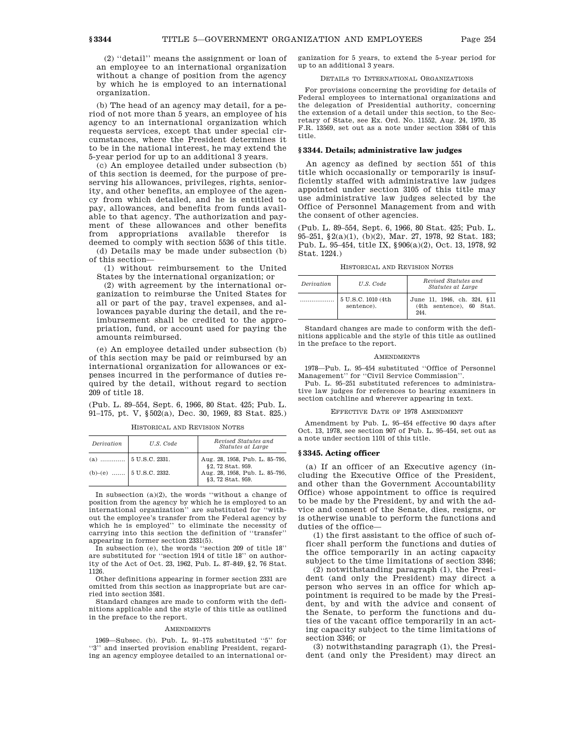(2) ''detail'' means the assignment or loan of an employee to an international organization without a change of position from the agency by which he is employed to an international organization.

(b) The head of an agency may detail, for a period of not more than 5 years, an employee of his agency to an international organization which requests services, except that under special circumstances, where the President determines it to be in the national interest, he may extend the 5-year period for up to an additional 3 years.

(c) An employee detailed under subsection (b) of this section is deemed, for the purpose of preserving his allowances, privileges, rights, seniority, and other benefits, an employee of the agency from which detailed, and he is entitled to pay, allowances, and benefits from funds available to that agency. The authorization and payment of these allowances and other benefits from appropriations available therefor is deemed to comply with section 5536 of this title.

(d) Details may be made under subsection (b) of this section—

(1) without reimbursement to the United States by the international organization; or

(2) with agreement by the international organization to reimburse the United States for all or part of the pay, travel expenses, and allowances payable during the detail, and the reimbursement shall be credited to the appropriation, fund, or account used for paying the amounts reimbursed.

(e) An employee detailed under subsection (b) of this section may be paid or reimbursed by an international organization for allowances or expenses incurred in the performance of duties required by the detail, without regard to section 209 of title 18.

(Pub. L. 89–554, Sept. 6, 1966, 80 Stat. 425; Pub. L. 91–175, pt. V, §502(a), Dec. 30, 1969, 83 Stat. 825.)

HISTORICAL AND REVISION NOTES

| *Derivation* | *U.S. Code* | *Revised Statutes and Statutes at Large* |
|---|---|---|
| (a) ………… | 5 U.S.C. 2331. | Aug. 28, 1958, Pub. L. 85–795, §2, 72 Stat. 959. |
| (b)–(e) ……. | 5 U.S.C. 2332. | Aug. 28, 1958, Pub. L. 85–795, §3, 72 Stat. 959. |

In subsection (a)(2), the words ''without a change of position from the agency by which he is employed to an international organization'' are substituted for ''without the employee's transfer from the Federal agency by which he is employed'' to eliminate the necessity of carrying into this section the definition of ''transfer'' appearing in former section 2331(5).

In subsection (e), the words ''section 209 of title 18'' are substituted for ''section 1914 of title 18'' on authority of the Act of Oct. 23, 1962, Pub. L. 87–849, §2, 76 Stat. 1126.

Other definitions appearing in former section 2331 are omitted from this section as inappropriate but are carried into section 3581.

Standard changes are made to conform with the definitions applicable and the style of this title as outlined in the preface to the report.

AMENDMENTS

1969—Subsec. (b). Pub. L. 91–175 substituted ''5'' for ''3'' and inserted provision enabling President, regarding an agency employee detailed to an international organization for 5 years, to extend the 5-year period for up to an additional 3 years.

DETAILS TO INTERNATIONAL ORGANIZATIONS

For provisions concerning the providing for details of Federal employees to international organizations and the delegation of Presidential authority, concerning the extension of a detail under this section, to the Secretary of State, see Ex. Ord. No. 11552, Aug. 24, 1970, 35 F.R. 13569, set out as a note under section 3584 of this title.

## § 3344. Details; administrative law judges

An agency as defined by section 551 of this title which occasionally or temporarily is insufficiently staffed with administrative law judges appointed under section 3105 of this title may use administrative law judges selected by the Office of Personnel Management from and with the consent of other agencies.

(Pub. L. 89–554, Sept. 6, 1966, 80 Stat. 425; Pub. L. 95–251, §2(a)(1), (b)(2), Mar. 27, 1978, 92 Stat. 183; Pub. L. 95–454, title IX, §906(a)(2), Oct. 13, 1978, 92 Stat. 1224.)

HISTORICAL AND REVISION NOTES

| *Derivation* | *U.S. Code* | *Revised Statutes and Statutes at Large* |
|---|---|---|
| ……………… | 5 U.S.C. 1010 (4th sentence). | June 11, 1946, ch. 324, §11 (4th sentence), 60 Stat. 244. |

Standard changes are made to conform with the definitions applicable and the style of this title as outlined in the preface to the report.

AMENDMENTS

1978—Pub. L. 95–454 substituted ''Office of Personnel Management'' for ''Civil Service Commission''.

Pub. L. 95–251 substituted references to administrative law judges for references to hearing examiners in section catchline and wherever appearing in text.

EFFECTIVE DATE OF 1978 AMENDMENT

Amendment by Pub. L. 95–454 effective 90 days after Oct. 13, 1978, see section 907 of Pub. L. 95–454, set out as a note under section 1101 of this title.

## § 3345. Acting officer

(a) If an officer of an Executive agency (including the Executive Office of the President, and other than the Government Accountability Office) whose appointment to office is required to be made by the President, by and with the advice and consent of the Senate, dies, resigns, or is otherwise unable to perform the functions and duties of the office—

(1) the first assistant to the office of such officer shall perform the functions and duties of the office temporarily in an acting capacity subject to the time limitations of section 3346;

(2) notwithstanding paragraph (1), the President (and only the President) may direct a person who serves in an office for which appointment is required to be made by the President, by and with the advice and consent of the Senate, to perform the functions and duties of the vacant office temporarily in an acting capacity subject to the time limitations of section 3346; or

(3) notwithstanding paragraph (1), the President (and only the President) may direct an